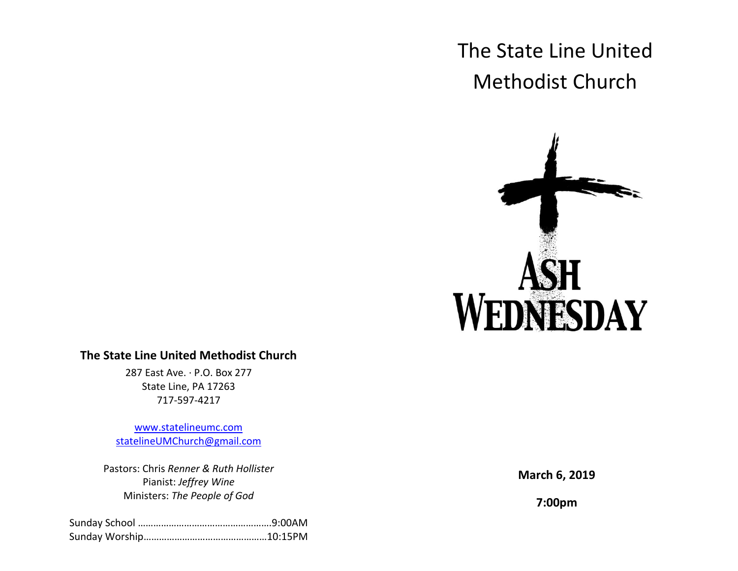# The State Line United Methodist Church

ASH WEDNESDAY

**March 6, 2019**

**7:00pm**

**The State Line United Methodist Church**

287 East Ave. · P.O. Box 277
State Line, PA 17263
717-597-4217

www.statelineumc.com
statelineUMChurch@gmail.com

Pastors: Chris *Renner & Ruth Hollister*
Pianist: *Jeffrey Wine*
Ministers: *The People of God*

Sunday School ……………………………………………9:00AM
Sunday Worship…………………………………………10:15PM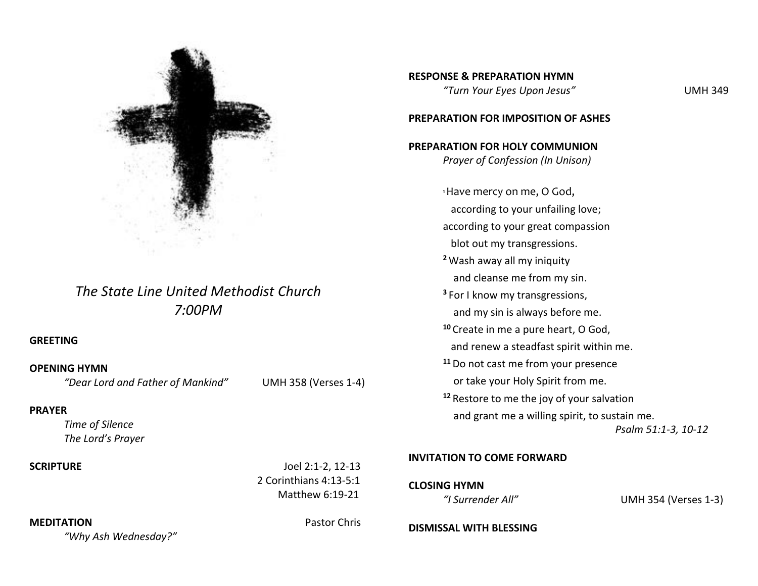*The State Line United Methodist Church*
*7:00PM*

**GREETING**

**OPENING HYMN**
*"Dear Lord and Father of Mankind"* UMH 358 (Verses 1-4)

**PRAYER**
*Time of Silence*
*The Lord's Prayer*

**SCRIPTURE**
Joel 2:1-2, 12-13
2 Corinthians 4:13-5:1
Matthew 6:19-21

**MEDITATION** Pastor Chris
*"Why Ash Wednesday?"*

**RESPONSE & PREPARATION HYMN**
*"Turn Your Eyes Upon Jesus"* UMH 349

**PREPARATION FOR IMPOSITION OF ASHES**

**PREPARATION FOR HOLY COMMUNION**
*Prayer of Confession (In Unison)*

[1] Have mercy on me, O God,
according to your unfailing love;
according to your great compassion
blot out my transgressions.
[2] Wash away all my iniquity
and cleanse me from my sin.
[3] For I know my transgressions,
and my sin is always before me.
[10] Create in me a pure heart, O God,
and renew a steadfast spirit within me.
[11] Do not cast me from your presence
or take your Holy Spirit from me.
[12] Restore to me the joy of your salvation
and grant me a willing spirit, to sustain me.

*Psalm 51:1-3, 10-12*

**INVITATION TO COME FORWARD**

**CLOSING HYMN**
*"I Surrender All"* UMH 354 (Verses 1-3)

**DISMISSAL WITH BLESSING**